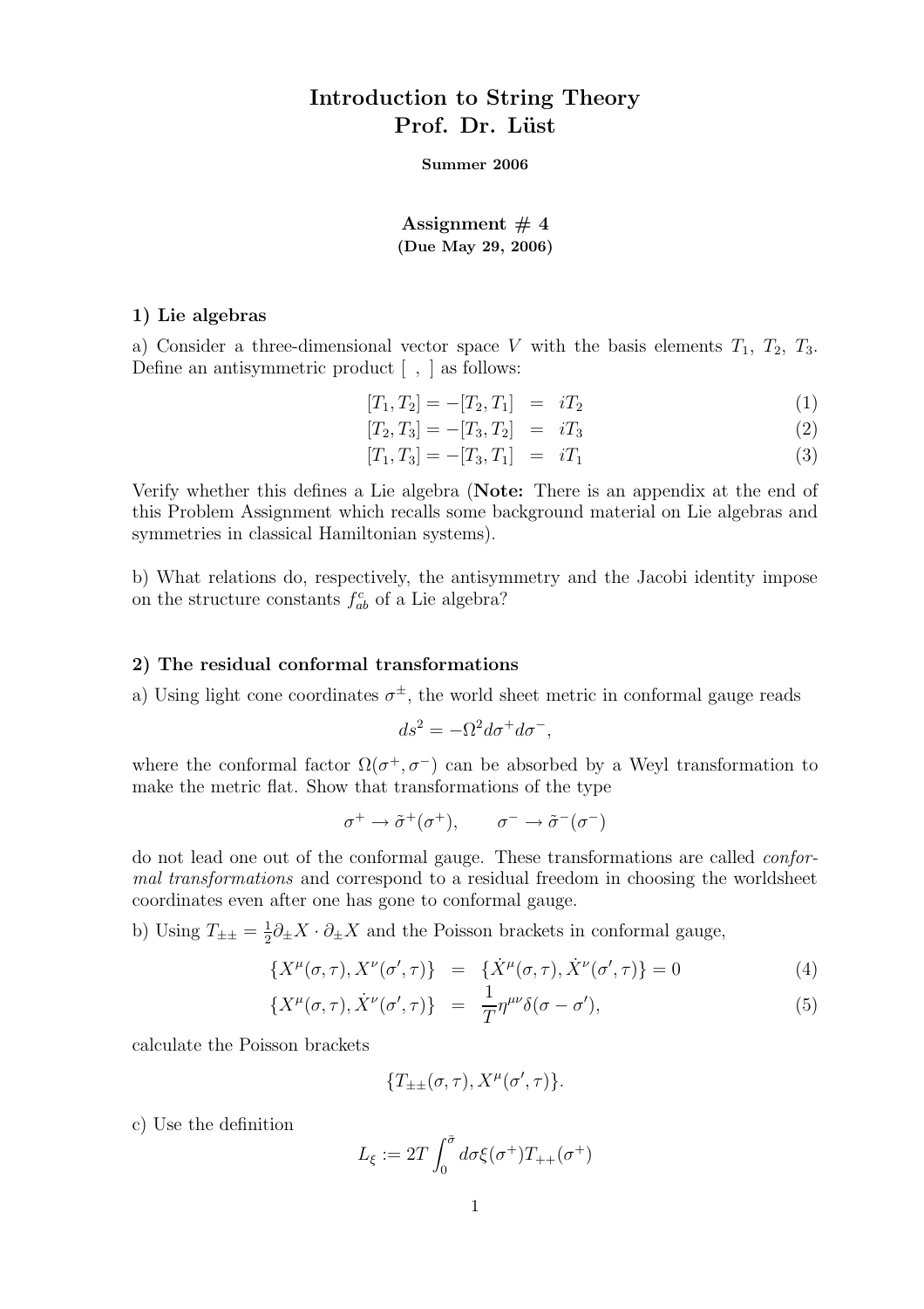# Introduction to String Theory
# Prof. Dr. Lüst

**Summer 2006**

## Assignment # 4
**(Due May 29, 2006)**

### 1) Lie algebras

a) Consider a three-dimensional vector space $V$ with the basis elements $T_1$, $T_2$, $T_3$. Define an antisymmetric product $[\ ,\ ]$ as follows:

$$[T_1, T_2] = -[T_2, T_1] \quad = \quad iT_2 \tag{1}$$

$$[T_2, T_3] = -[T_3, T_2] \quad = \quad iT_3 \tag{2}$$

$$[T_1, T_3] = -[T_3, T_1] \quad = \quad iT_1 \tag{3}$$

Verify whether this defines a Lie algebra (**Note:** There is an appendix at the end of this Problem Assignment which recalls some background material on Lie algebras and symmetries in classical Hamiltonian systems).

b) What relations do, respectively, the antisymmetry and the Jacobi identity impose on the structure constants $f_{ab}^c$ of a Lie algebra?

### 2) The residual conformal transformations

a) Using light cone coordinates $\sigma^\pm$, the world sheet metric in conformal gauge reads

$$ds^2 = -\Omega^2 d\sigma^+ d\sigma^-,$$

where the conformal factor $\Omega(\sigma^+, \sigma^-)$ can be absorbed by a Weyl transformation to make the metric flat. Show that transformations of the type

$$\sigma^+ \to \tilde{\sigma}^+(\sigma^+), \qquad \sigma^- \to \tilde{\sigma}^-(\sigma^-)$$

do not lead one out of the conformal gauge. These transformations are called *conformal transformations* and correspond to a residual freedom in choosing the worldsheet coordinates even after one has gone to conformal gauge.

b) Using $T_{\pm\pm} = \frac{1}{2}\partial_\pm X \cdot \partial_\pm X$ and the Poisson brackets in conformal gauge,

$$\{X^\mu(\sigma, \tau), X^\nu(\sigma', \tau)\} \quad = \quad \{\dot{X}^\mu(\sigma, \tau), \dot{X}^\nu(\sigma', \tau)\} = 0 \tag{4}$$

$$\{X^\mu(\sigma, \tau), \dot{X}^\nu(\sigma', \tau)\} \quad = \quad \frac{1}{T}\eta^{\mu\nu}\delta(\sigma - \sigma'), \tag{5}$$

calculate the Poisson brackets

$$\{T_{\pm\pm}(\sigma, \tau), X^\mu(\sigma', \tau)\}.$$

c) Use the definition

$$L_\xi := 2T \int_0^{\bar{\sigma}} d\sigma \xi(\sigma^+) T_{++}(\sigma^+)$$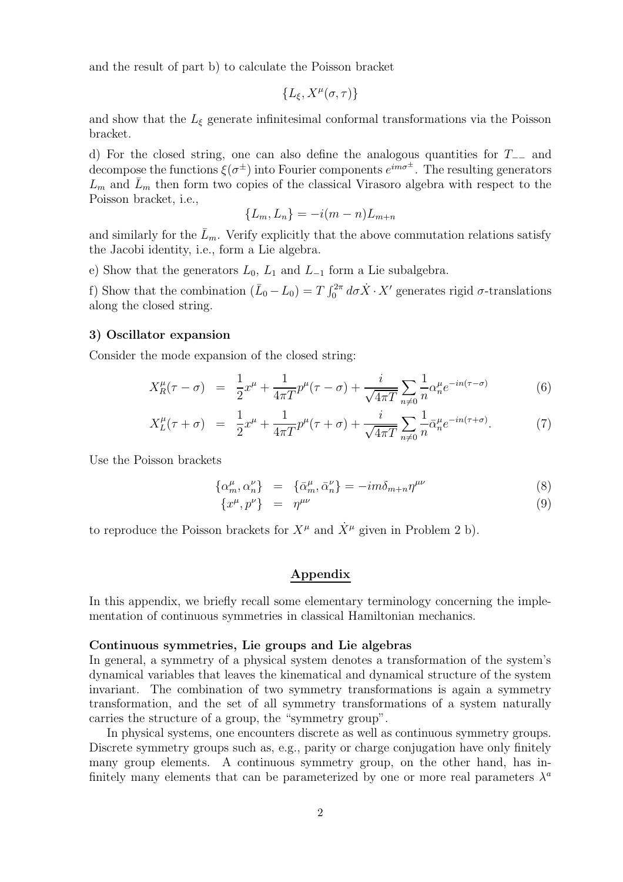and the result of part b) to calculate the Poisson bracket

$$\{L_\xi, X^\mu(\sigma, \tau)\}$$

and show that the $L_\xi$ generate infinitesimal conformal transformations via the Poisson bracket.

d) For the closed string, one can also define the analogous quantities for $T_{--}$ and decompose the functions $\xi(\sigma^\pm)$ into Fourier components $e^{im\sigma^\pm}$. The resulting generators $L_m$ and $\bar{L}_m$ then form two copies of the classical Virasoro algebra with respect to the Poisson bracket, i.e.,

$$\{L_m, L_n\} = -i(m-n)L_{m+n}$$

and similarly for the $\bar{L}_m$. Verify explicitly that the above commutation relations satisfy the Jacobi identity, i.e., form a Lie algebra.

e) Show that the generators $L_0$, $L_1$ and $L_{-1}$ form a Lie subalgebra.

f) Show that the combination $(\bar{L}_0 - L_0) = T\int_0^{2\pi} d\sigma \dot{X}\cdot X'$ generates rigid $\sigma$-translations along the closed string.

### 3) Oscillator expansion

Consider the mode expansion of the closed string:

$$X_R^\mu(\tau-\sigma) = \frac{1}{2}x^\mu + \frac{1}{4\pi T}p^\mu(\tau-\sigma) + \frac{i}{\sqrt{4\pi T}}\sum_{n\neq 0}\frac{1}{n}\alpha_n^\mu e^{-in(\tau-\sigma)} \qquad (6)$$

$$X_L^\mu(\tau+\sigma) = \frac{1}{2}x^\mu + \frac{1}{4\pi T}p^\mu(\tau+\sigma) + \frac{i}{\sqrt{4\pi T}}\sum_{n\neq 0}\frac{1}{n}\bar{\alpha}_n^\mu e^{-in(\tau+\sigma)}. \qquad (7)$$

Use the Poisson brackets

$$\{\alpha_m^\mu, \alpha_n^\nu\} = \{\bar{\alpha}_m^\mu, \bar{\alpha}_n^\nu\} = -im\delta_{m+n}\eta^{\mu\nu} \qquad (8)$$

$$\{x^\mu, p^\nu\} = \eta^{\mu\nu} \qquad (9)$$

to reproduce the Poisson brackets for $X^\mu$ and $\dot{X}^\mu$ given in Problem 2 b).

## Appendix

In this appendix, we briefly recall some elementary terminology concerning the implementation of continuous symmetries in classical Hamiltonian mechanics.

**Continuous symmetries, Lie groups and Lie algebras**

In general, a symmetry of a physical system denotes a transformation of the system's dynamical variables that leaves the kinematical and dynamical structure of the system invariant. The combination of two symmetry transformations is again a symmetry transformation, and the set of all symmetry transformations of a system naturally carries the structure of a group, the "symmetry group".

In physical systems, one encounters discrete as well as continuous symmetry groups. Discrete symmetry groups such as, e.g., parity or charge conjugation have only finitely many group elements. A continuous symmetry group, on the other hand, has infinitely many elements that can be parameterized by one or more real parameters $\lambda^a$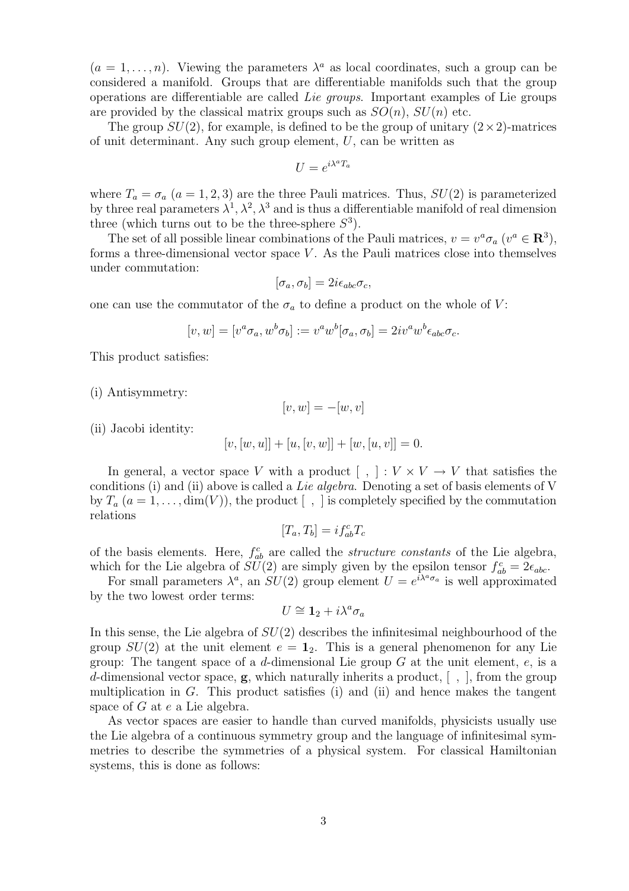($a = 1, \ldots, n$). Viewing the parameters $\lambda^a$ as local coordinates, such a group can be considered a manifold. Groups that are differentiable manifolds such that the group operations are differentiable are called *Lie groups*. Important examples of Lie groups are provided by the classical matrix groups such as $SO(n)$, $SU(n)$ etc.

The group $SU(2)$, for example, is defined to be the group of unitary $(2 \times 2)$-matrices of unit determinant. Any such group element, $U$, can be written as

$$U = e^{i\lambda^a T_a}$$

where $T_a = \sigma_a$ ($a = 1, 2, 3$) are the three Pauli matrices. Thus, $SU(2)$ is parameterized by three real parameters $\lambda^1, \lambda^2, \lambda^3$ and is thus a differentiable manifold of real dimension three (which turns out to be the three-sphere $S^3$).

The set of all possible linear combinations of the Pauli matrices, $v = v^a \sigma_a$ ($v^a \in \mathbf{R}^3$), forms a three-dimensional vector space $V$. As the Pauli matrices close into themselves under commutation:

$$[\sigma_a, \sigma_b] = 2i\epsilon_{abc}\sigma_c,$$

one can use the commutator of the $\sigma_a$ to define a product on the whole of $V$:

$$[v, w] = [v^a \sigma_a, w^b \sigma_b] := v^a w^b [\sigma_a, \sigma_b] = 2i v^a w^b \epsilon_{abc} \sigma_c.$$

This product satisfies:

(i) Antisymmetry:

$$[v, w] = -[w, v]$$

(ii) Jacobi identity:

$$[v, [w, u]] + [u, [v, w]] + [w, [u, v]] = 0.$$

In general, a vector space $V$ with a product $[\ ,\ ] : V \times V \to V$ that satisfies the conditions (i) and (ii) above is called a *Lie algebra*. Denoting a set of basis elements of V by $T_a$ ($a = 1, \ldots, \dim(V)$), the product $[\ ,\ ]$ is completely specified by the commutation relations

$$[T_a, T_b] = i f_{ab}^c T_c$$

of the basis elements. Here, $f_{ab}^c$ are called the *structure constants* of the Lie algebra, which for the Lie algebra of $SU(2)$ are simply given by the epsilon tensor $f_{ab}^c = 2\epsilon_{abc}$.

For small parameters $\lambda^a$, an $SU(2)$ group element $U = e^{i\lambda^a \sigma_a}$ is well approximated by the two lowest order terms:

$$U \cong \mathbf{1}_2 + i\lambda^a \sigma_a$$

In this sense, the Lie algebra of $SU(2)$ describes the infinitesimal neighbourhood of the group $SU(2)$ at the unit element $e = \mathbf{1}_2$. This is a general phenomenon for any Lie group: The tangent space of a $d$-dimensional Lie group $G$ at the unit element, $e$, is a $d$-dimensional vector space, $\mathbf{g}$, which naturally inherits a product, $[\ ,\ ]$, from the group multiplication in $G$. This product satisfies (i) and (ii) and hence makes the tangent space of $G$ at $e$ a Lie algebra.

As vector spaces are easier to handle than curved manifolds, physicists usually use the Lie algebra of a continuous symmetry group and the language of infinitesimal symmetries to describe the symmetries of a physical system. For classical Hamiltonian systems, this is done as follows: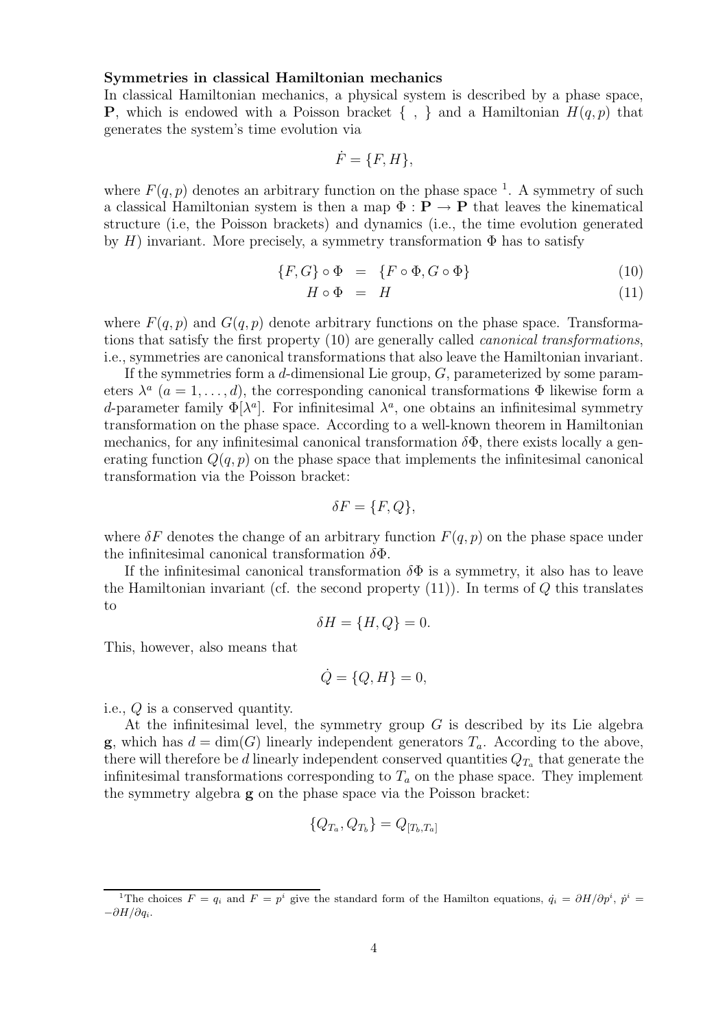**Symmetries in classical Hamiltonian mechanics**

In classical Hamiltonian mechanics, a physical system is described by a phase space, $\mathbf{P}$, which is endowed with a Poisson bracket $\{\ ,\ \}$ and a Hamiltonian $H(q,p)$ that generates the system's time evolution via

$$\dot{F} = \{F, H\},$$

where $F(q,p)$ denotes an arbitrary function on the phase space [1]. A symmetry of such a classical Hamiltonian system is then a map $\Phi : \mathbf{P} \rightarrow \mathbf{P}$ that leaves the kinematical structure (i.e, the Poisson brackets) and dynamics (i.e., the time evolution generated by $H$) invariant. More precisely, a symmetry transformation $\Phi$ has to satisfy

$$\{F, G\} \circ \Phi = \{F \circ \Phi, G \circ \Phi\} \tag{10}$$

$$H \circ \Phi = H \tag{11}$$

where $F(q,p)$ and $G(q,p)$ denote arbitrary functions on the phase space. Transformations that satisfy the first property (10) are generally called *canonical transformations*, i.e., symmetries are canonical transformations that also leave the Hamiltonian invariant.

If the symmetries form a $d$-dimensional Lie group, $G$, parameterized by some parameters $\lambda^a$ $(a = 1, \ldots, d)$, the corresponding canonical transformations $\Phi$ likewise form a $d$-parameter family $\Phi[\lambda^a]$. For infinitesimal $\lambda^a$, one obtains an infinitesimal symmetry transformation on the phase space. According to a well-known theorem in Hamiltonian mechanics, for any infinitesimal canonical transformation $\delta\Phi$, there exists locally a generating function $Q(q,p)$ on the phase space that implements the infinitesimal canonical transformation via the Poisson bracket:

$$\delta F = \{F, Q\},$$

where $\delta F$ denotes the change of an arbitrary function $F(q,p)$ on the phase space under the infinitesimal canonical transformation $\delta\Phi$.

If the infinitesimal canonical transformation $\delta\Phi$ is a symmetry, it also has to leave the Hamiltonian invariant (cf. the second property (11)). In terms of $Q$ this translates to

$$\delta H = \{H, Q\} = 0.$$

This, however, also means that

$$\dot{Q} = \{Q, H\} = 0,$$

i.e., $Q$ is a conserved quantity.

At the infinitesimal level, the symmetry group $G$ is described by its Lie algebra $\mathbf{g}$, which has $d = \dim(G)$ linearly independent generators $T_a$. According to the above, there will therefore be $d$ linearly independent conserved quantities $Q_{T_a}$ that generate the infinitesimal transformations corresponding to $T_a$ on the phase space. They implement the symmetry algebra $\mathbf{g}$ on the phase space via the Poisson bracket:

$$\{Q_{T_a}, Q_{T_b}\} = Q_{[T_b, T_a]}$$

---

[1] The choices $F = q_i$ and $F = p^i$ give the standard form of the Hamilton equations, $\dot{q}_i = \partial H / \partial p^i$, $\dot{p}^i = -\partial H / \partial q_i$.